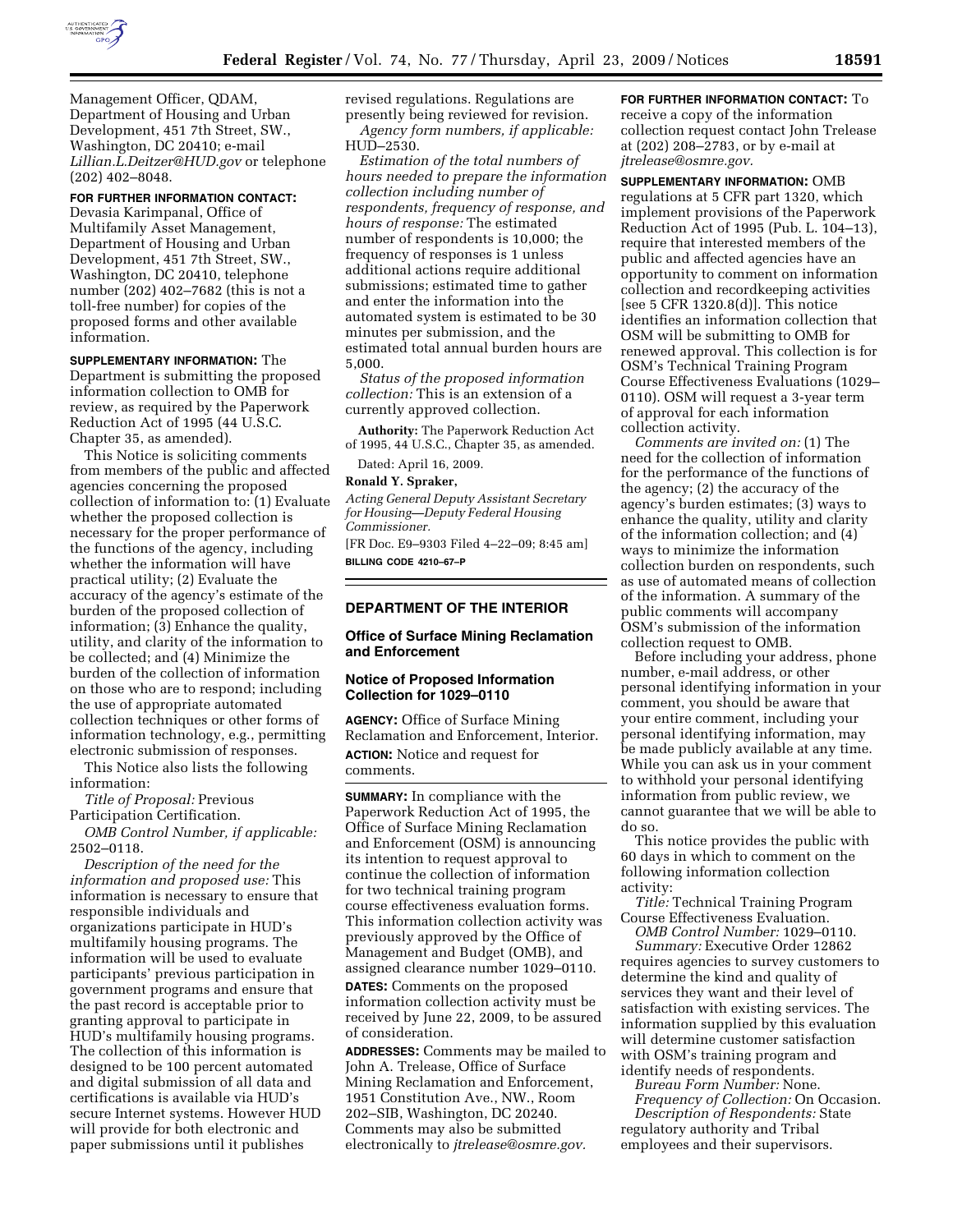Management Officer, QDAM, Department of Housing and Urban Development, 451 7th Street, SW., Washington, DC 20410; e-mail *Lillian.L.Deitzer@HUD.gov* or telephone (202) 402–8048.

**FOR FURTHER INFORMATION CONTACT:** Devasia Karimpanal, Office of Multifamily Asset Management, Department of Housing and Urban Development, 451 7th Street, SW., Washington, DC 20410, telephone number (202) 402–7682 (this is not a toll-free number) for copies of the proposed forms and other available information.

**SUPPLEMENTARY INFORMATION:** The Department is submitting the proposed information collection to OMB for review, as required by the Paperwork Reduction Act of 1995 (44 U.S.C. Chapter 35, as amended).

This Notice is soliciting comments from members of the public and affected agencies concerning the proposed collection of information to: (1) Evaluate whether the proposed collection is necessary for the proper performance of the functions of the agency, including whether the information will have practical utility; (2) Evaluate the accuracy of the agency's estimate of the burden of the proposed collection of information; (3) Enhance the quality, utility, and clarity of the information to be collected; and (4) Minimize the burden of the collection of information on those who are to respond; including the use of appropriate automated collection techniques or other forms of information technology, e.g., permitting electronic submission of responses.

This Notice also lists the following information:

*Title of Proposal:* Previous Participation Certification.

*OMB Control Number, if applicable:* 2502–0118.

*Description of the need for the information and proposed use:* This information is necessary to ensure that responsible individuals and organizations participate in HUD's multifamily housing programs. The information will be used to evaluate participants' previous participation in government programs and ensure that the past record is acceptable prior to granting approval to participate in HUD's multifamily housing programs. The collection of this information is designed to be 100 percent automated and digital submission of all data and certifications is available via HUD's secure Internet systems. However HUD will provide for both electronic and paper submissions until it publishes revised regulations. Regulations are presently being reviewed for revision.

*Agency form numbers, if applicable:* HUD–2530.

*Estimation of the total numbers of hours needed to prepare the information collection including number of respondents, frequency of response, and hours of response:* The estimated number of respondents is 10,000; the frequency of responses is 1 unless additional actions require additional submissions; estimated time to gather and enter the information into the automated system is estimated to be 30 minutes per submission, and the estimated total annual burden hours are 5,000.

*Status of the proposed information collection:* This is an extension of a currently approved collection.

**Authority:** The Paperwork Reduction Act of 1995, 44 U.S.C., Chapter 35, as amended.

Dated: April 16, 2009.

**Ronald Y. Spraker,**

*Acting General Deputy Assistant Secretary for Housing—Deputy Federal Housing Commissioner.*

[FR Doc. E9–9303 Filed 4–22–09; 8:45 am]

**BILLING CODE 4210–67–P**

## DEPARTMENT OF THE INTERIOR

### Office of Surface Mining Reclamation and Enforcement

### Notice of Proposed Information Collection for 1029–0110

**AGENCY:** Office of Surface Mining Reclamation and Enforcement, Interior.

**ACTION:** Notice and request for comments.

**SUMMARY:** In compliance with the Paperwork Reduction Act of 1995, the Office of Surface Mining Reclamation and Enforcement (OSM) is announcing its intention to request approval to continue the collection of information for two technical training program course effectiveness evaluation forms. This information collection activity was previously approved by the Office of Management and Budget (OMB), and assigned clearance number 1029–0110.

**DATES:** Comments on the proposed information collection activity must be received by June 22, 2009, to be assured of consideration.

**ADDRESSES:** Comments may be mailed to John A. Trelease, Office of Surface Mining Reclamation and Enforcement, 1951 Constitution Ave., NW., Room 202–SIB, Washington, DC 20240. Comments may also be submitted electronically to *jtrelease@osmre.gov.*

**FOR FURTHER INFORMATION CONTACT:** To receive a copy of the information collection request contact John Trelease at (202) 208–2783, or by e-mail at *jtrelease@osmre.gov.*

**SUPPLEMENTARY INFORMATION:** OMB regulations at 5 CFR part 1320, which implement provisions of the Paperwork Reduction Act of 1995 (Pub. L. 104–13), require that interested members of the public and affected agencies have an opportunity to comment on information collection and recordkeeping activities [see 5 CFR 1320.8(d)]. This notice identifies an information collection that OSM will be submitting to OMB for renewed approval. This collection is for OSM's Technical Training Program Course Effectiveness Evaluations (1029–0110). OSM will request a 3-year term of approval for each information collection activity.

*Comments are invited on:* (1) The need for the collection of information for the performance of the functions of the agency; (2) the accuracy of the agency's burden estimates; (3) ways to enhance the quality, utility and clarity of the information collection; and (4) ways to minimize the information collection burden on respondents, such as use of automated means of collection of the information. A summary of the public comments will accompany OSM's submission of the information collection request to OMB.

Before including your address, phone number, e-mail address, or other personal identifying information in your comment, you should be aware that your entire comment, including your personal identifying information, may be made publicly available at any time. While you can ask us in your comment to withhold your personal identifying information from public review, we cannot guarantee that we will be able to do so.

This notice provides the public with 60 days in which to comment on the following information collection activity:

*Title:* Technical Training Program Course Effectiveness Evaluation.

*OMB Control Number:* 1029–0110.

*Summary:* Executive Order 12862 requires agencies to survey customers to determine the kind and quality of services they want and their level of satisfaction with existing services. The information supplied by this evaluation will determine customer satisfaction with OSM's training program and identify needs of respondents.

*Bureau Form Number:* None.

*Frequency of Collection:* On Occasion.

*Description of Respondents:* State regulatory authority and Tribal employees and their supervisors.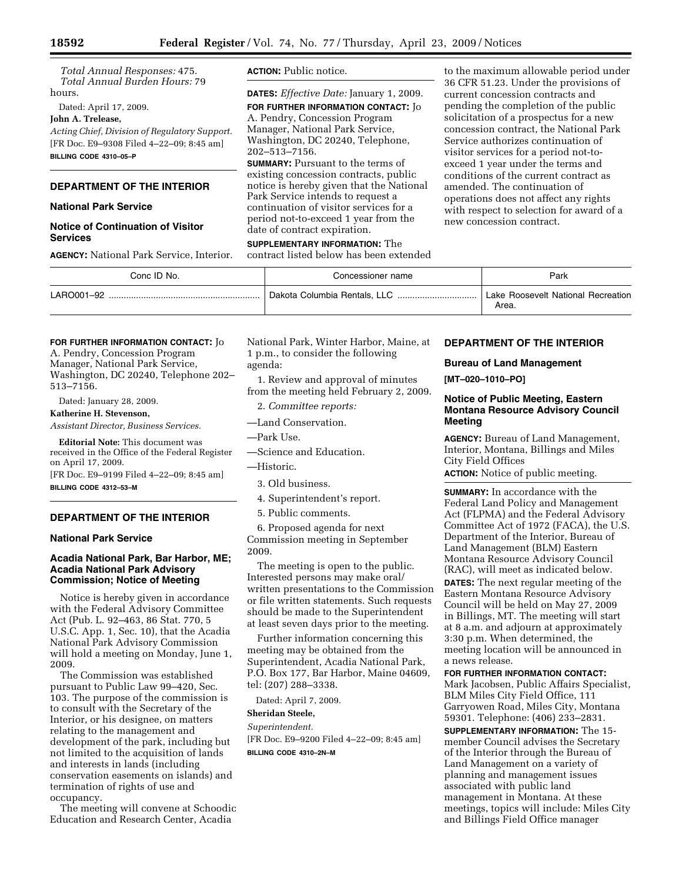*Total Annual Responses:* 475.

*Total Annual Burden Hours:* 79 hours.

Dated: April 17, 2009.

**John A. Trelease,**

*Acting Chief, Division of Regulatory Support.*

[FR Doc. E9–9308 Filed 4–22–09; 8:45 am]

**BILLING CODE 4310–05–P**

## DEPARTMENT OF THE INTERIOR

### National Park Service

### Notice of Continuation of Visitor Services

**AGENCY:** National Park Service, Interior.

**ACTION:** Public notice.

**DATES:** *Effective Date:* January 1, 2009.

**FOR FURTHER INFORMATION CONTACT:** Jo A. Pendry, Concession Program Manager, National Park Service, Washington, DC 20240, Telephone, 202–513–7156.

**SUMMARY:** Pursuant to the terms of existing concession contracts, public notice is hereby given that the National Park Service intends to request a continuation of visitor services for a period not-to-exceed 1 year from the date of contract expiration.

**SUPPLEMENTARY INFORMATION:** The contract listed below has been extended to the maximum allowable period under 36 CFR 51.23. Under the provisions of current concession contracts and pending the completion of the public solicitation of a prospectus for a new concession contract, the National Park Service authorizes continuation of visitor services for a period not-to-exceed 1 year under the terms and conditions of the current contract as amended. The continuation of operations does not affect any rights with respect to selection for award of a new concession contract.

| Conc ID No. | Concessioner name | Park |
| --- | --- | --- |
| LARO001–92 | Dakota Columbia Rentals, LLC | Lake Roosevelt National Recreation Area. |

**FOR FURTHER INFORMATION CONTACT:** Jo A. Pendry, Concession Program Manager, National Park Service, Washington, DC 20240, Telephone 202–513–7156.

Dated: January 28, 2009.

**Katherine H. Stevenson,**

*Assistant Director, Business Services.*

**Editorial Note:** This document was received in the Office of the Federal Register on April 17, 2009.

[FR Doc. E9–9199 Filed 4–22–09; 8:45 am]

**BILLING CODE 4312–53–M**

## DEPARTMENT OF THE INTERIOR

### National Park Service

### Acadia National Park, Bar Harbor, ME; Acadia National Park Advisory Commission; Notice of Meeting

Notice is hereby given in accordance with the Federal Advisory Committee Act (Pub. L. 92–463, 86 Stat. 770, 5 U.S.C. App. 1, Sec. 10), that the Acadia National Park Advisory Commission will hold a meeting on Monday, June 1, 2009.

The Commission was established pursuant to Public Law 99–420, Sec. 103. The purpose of the commission is to consult with the Secretary of the Interior, or his designee, on matters relating to the management and development of the park, including but not limited to the acquisition of lands and interests in lands (including conservation easements on islands) and termination of rights of use and occupancy.

The meeting will convene at Schoodic Education and Research Center, Acadia National Park, Winter Harbor, Maine, at 1 p.m., to consider the following agenda:

1. Review and approval of minutes from the meeting held February 2, 2009.

2. *Committee reports:*

—Land Conservation.

—Park Use.

—Science and Education.

—Historic.

3. Old business.

4. Superintendent's report.

5. Public comments.

6. Proposed agenda for next Commission meeting in September 2009.

The meeting is open to the public. Interested persons may make oral/written presentations to the Commission or file written statements. Such requests should be made to the Superintendent at least seven days prior to the meeting.

Further information concerning this meeting may be obtained from the Superintendent, Acadia National Park, P.O. Box 177, Bar Harbor, Maine 04609, tel: (207) 288–3338.

Dated: April 7, 2009.

**Sheridan Steele,**

*Superintendent.*

[FR Doc. E9–9200 Filed 4–22–09; 8:45 am]

**BILLING CODE 4310–2N–M**

## DEPARTMENT OF THE INTERIOR

### Bureau of Land Management

**[MT–020–1010–PO]**

### Notice of Public Meeting, Eastern Montana Resource Advisory Council Meeting

**AGENCY:** Bureau of Land Management, Interior, Montana, Billings and Miles City Field Offices

**ACTION:** Notice of public meeting.

**SUMMARY:** In accordance with the Federal Land Policy and Management Act (FLPMA) and the Federal Advisory Committee Act of 1972 (FACA), the U.S. Department of the Interior, Bureau of Land Management (BLM) Eastern Montana Resource Advisory Council (RAC), will meet as indicated below.

**DATES:** The next regular meeting of the Eastern Montana Resource Advisory Council will be held on May 27, 2009 in Billings, MT. The meeting will start at 8 a.m. and adjourn at approximately 3:30 p.m. When determined, the meeting location will be announced in a news release.

**FOR FURTHER INFORMATION CONTACT:** Mark Jacobsen, Public Affairs Specialist, BLM Miles City Field Office, 111 Garryowen Road, Miles City, Montana 59301. Telephone: (406) 233–2831.

**SUPPLEMENTARY INFORMATION:** The 15-member Council advises the Secretary of the Interior through the Bureau of Land Management on a variety of planning and management issues associated with public land management in Montana. At these meetings, topics will include: Miles City and Billings Field Office manager